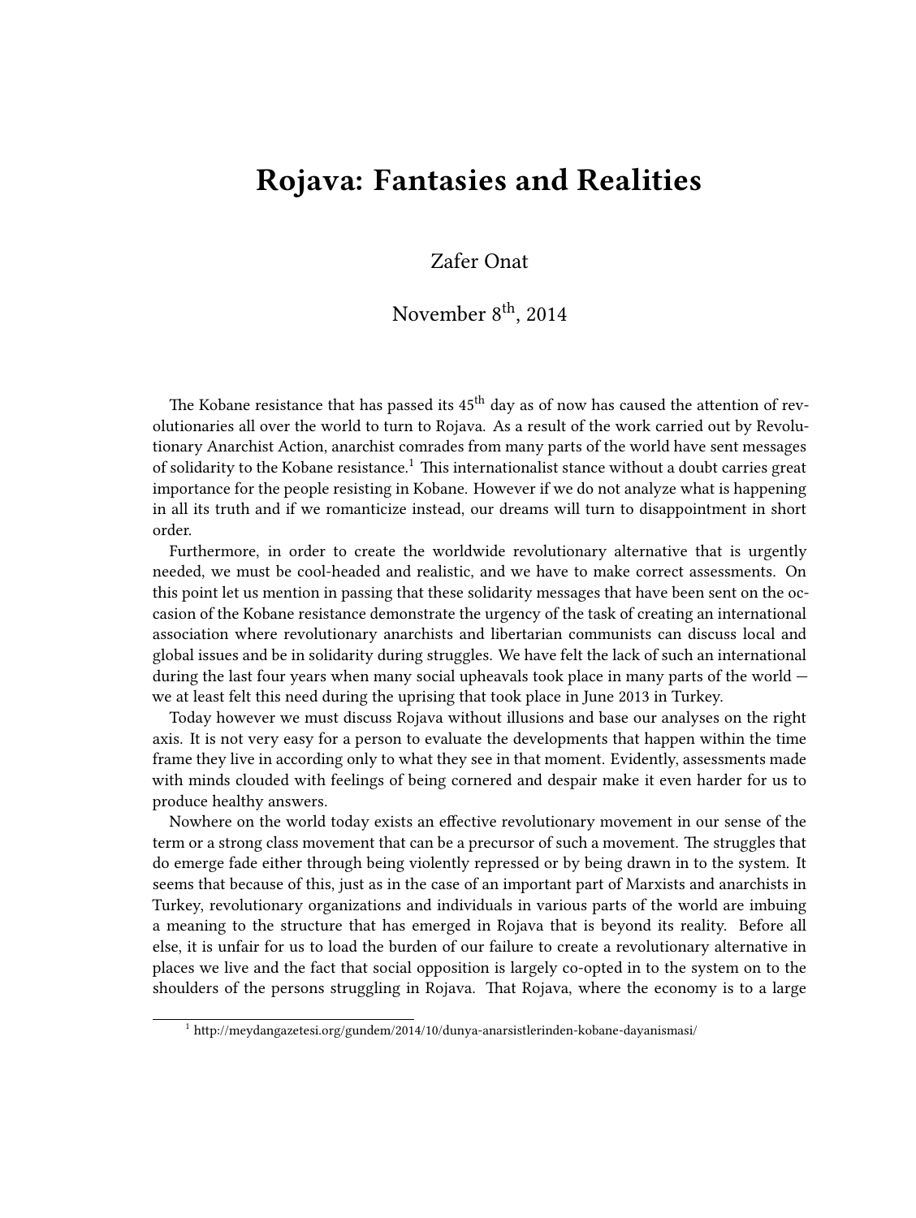# Rojava: Fantasies and Realities

Zafer Onat

November 8th, 2014

The Kobane resistance that has passed its 45th day as of now has caused the attention of revolutionaries all over the world to turn to Rojava. As a result of the work carried out by Revolutionary Anarchist Action, anarchist comrades from many parts of the world have sent messages of solidarity to the Kobane resistance.[1] This internationalist stance without a doubt carries great importance for the people resisting in Kobane. However if we do not analyze what is happening in all its truth and if we romanticize instead, our dreams will turn to disappointment in short order.

Furthermore, in order to create the worldwide revolutionary alternative that is urgently needed, we must be cool-headed and realistic, and we have to make correct assessments. On this point let us mention in passing that these solidarity messages that have been sent on the occasion of the Kobane resistance demonstrate the urgency of the task of creating an international association where revolutionary anarchists and libertarian communists can discuss local and global issues and be in solidarity during struggles. We have felt the lack of such an international during the last four years when many social upheavals took place in many parts of the world — we at least felt this need during the uprising that took place in June 2013 in Turkey.

Today however we must discuss Rojava without illusions and base our analyses on the right axis. It is not very easy for a person to evaluate the developments that happen within the time frame they live in according only to what they see in that moment. Evidently, assessments made with minds clouded with feelings of being cornered and despair make it even harder for us to produce healthy answers.

Nowhere on the world today exists an effective revolutionary movement in our sense of the term or a strong class movement that can be a precursor of such a movement. The struggles that do emerge fade either through being violently repressed or by being drawn in to the system. It seems that because of this, just as in the case of an important part of Marxists and anarchists in Turkey, revolutionary organizations and individuals in various parts of the world are imbuing a meaning to the structure that has emerged in Rojava that is beyond its reality. Before all else, it is unfair for us to load the burden of our failure to create a revolutionary alternative in places we live and the fact that social opposition is largely co-opted in to the system on to the shoulders of the persons struggling in Rojava. That Rojava, where the economy is to a large

[1] http://meydangazetesi.org/gundem/2014/10/dunya-anarsistlerinden-kobane-dayanismasi/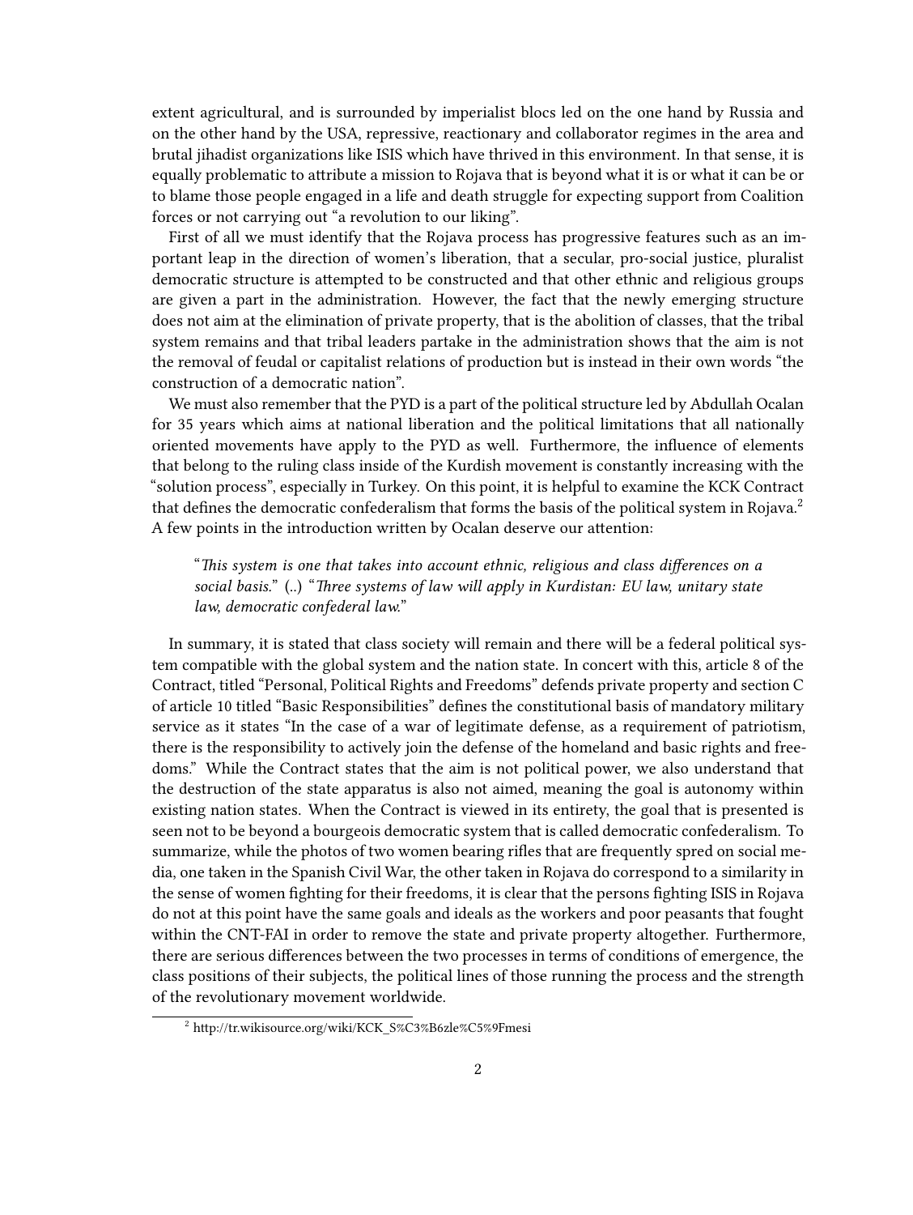extent agricultural, and is surrounded by imperialist blocs led on the one hand by Russia and on the other hand by the USA, repressive, reactionary and collaborator regimes in the area and brutal jihadist organizations like ISIS which have thrived in this environment. In that sense, it is equally problematic to attribute a mission to Rojava that is beyond what it is or what it can be or to blame those people engaged in a life and death struggle for expecting support from Coalition forces or not carrying out "a revolution to our liking".

First of all we must identify that the Rojava process has progressive features such as an important leap in the direction of women's liberation, that a secular, pro-social justice, pluralist democratic structure is attempted to be constructed and that other ethnic and religious groups are given a part in the administration. However, the fact that the newly emerging structure does not aim at the elimination of private property, that is the abolition of classes, that the tribal system remains and that tribal leaders partake in the administration shows that the aim is not the removal of feudal or capitalist relations of production but is instead in their own words "the construction of a democratic nation".

We must also remember that the PYD is a part of the political structure led by Abdullah Ocalan for 35 years which aims at national liberation and the political limitations that all nationally oriented movements have apply to the PYD as well. Furthermore, the influence of elements that belong to the ruling class inside of the Kurdish movement is constantly increasing with the "solution process", especially in Turkey. On this point, it is helpful to examine the KCK Contract that defines the democratic confederalism that forms the basis of the political system in Rojava.[2] A few points in the introduction written by Ocalan deserve our attention:

> "*This system is one that takes into account ethnic, religious and class differences on a social basis.*" (..) "*Three systems of law will apply in Kurdistan: EU law, unitary state law, democratic confederal law.*"

In summary, it is stated that class society will remain and there will be a federal political system compatible with the global system and the nation state. In concert with this, article 8 of the Contract, titled "Personal, Political Rights and Freedoms" defends private property and section C of article 10 titled "Basic Responsibilities" defines the constitutional basis of mandatory military service as it states "In the case of a war of legitimate defense, as a requirement of patriotism, there is the responsibility to actively join the defense of the homeland and basic rights and freedoms." While the Contract states that the aim is not political power, we also understand that the destruction of the state apparatus is also not aimed, meaning the goal is autonomy within existing nation states. When the Contract is viewed in its entirety, the goal that is presented is seen not to be beyond a bourgeois democratic system that is called democratic confederalism. To summarize, while the photos of two women bearing rifles that are frequently spred on social media, one taken in the Spanish Civil War, the other taken in Rojava do correspond to a similarity in the sense of women fighting for their freedoms, it is clear that the persons fighting ISIS in Rojava do not at this point have the same goals and ideals as the workers and poor peasants that fought within the CNT-FAI in order to remove the state and private property altogether. Furthermore, there are serious differences between the two processes in terms of conditions of emergence, the class positions of their subjects, the political lines of those running the process and the strength of the revolutionary movement worldwide.

[2] http://tr.wikisource.org/wiki/KCK_S%C3%B6zle%C5%9Fmesi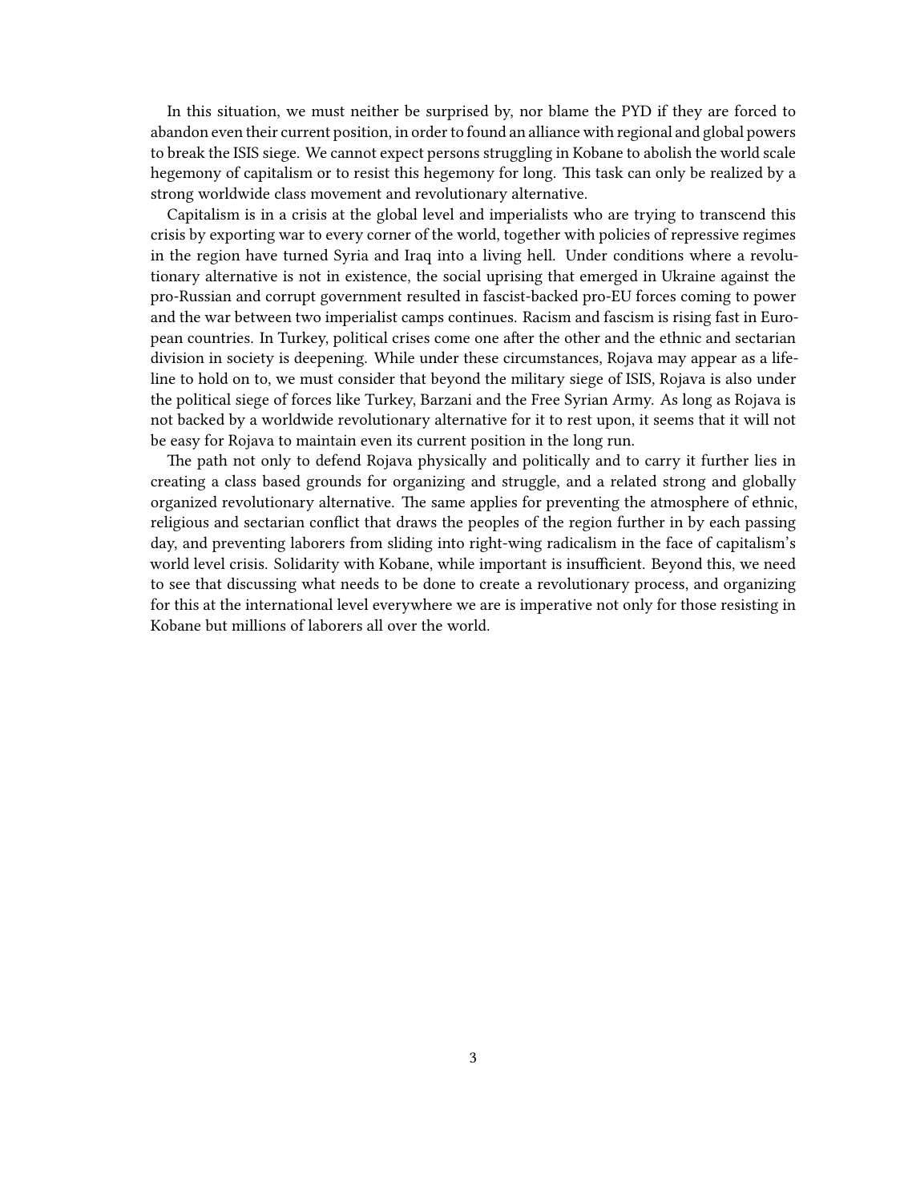In this situation, we must neither be surprised by, nor blame the PYD if they are forced to abandon even their current position, in order to found an alliance with regional and global powers to break the ISIS siege. We cannot expect persons struggling in Kobane to abolish the world scale hegemony of capitalism or to resist this hegemony for long. This task can only be realized by a strong worldwide class movement and revolutionary alternative.

Capitalism is in a crisis at the global level and imperialists who are trying to transcend this crisis by exporting war to every corner of the world, together with policies of repressive regimes in the region have turned Syria and Iraq into a living hell. Under conditions where a revolutionary alternative is not in existence, the social uprising that emerged in Ukraine against the pro-Russian and corrupt government resulted in fascist-backed pro-EU forces coming to power and the war between two imperialist camps continues. Racism and fascism is rising fast in European countries. In Turkey, political crises come one after the other and the ethnic and sectarian division in society is deepening. While under these circumstances, Rojava may appear as a lifeline to hold on to, we must consider that beyond the military siege of ISIS, Rojava is also under the political siege of forces like Turkey, Barzani and the Free Syrian Army. As long as Rojava is not backed by a worldwide revolutionary alternative for it to rest upon, it seems that it will not be easy for Rojava to maintain even its current position in the long run.

The path not only to defend Rojava physically and politically and to carry it further lies in creating a class based grounds for organizing and struggle, and a related strong and globally organized revolutionary alternative. The same applies for preventing the atmosphere of ethnic, religious and sectarian conflict that draws the peoples of the region further in by each passing day, and preventing laborers from sliding into right-wing radicalism in the face of capitalism's world level crisis. Solidarity with Kobane, while important is insufficient. Beyond this, we need to see that discussing what needs to be done to create a revolutionary process, and organizing for this at the international level everywhere we are is imperative not only for those resisting in Kobane but millions of laborers all over the world.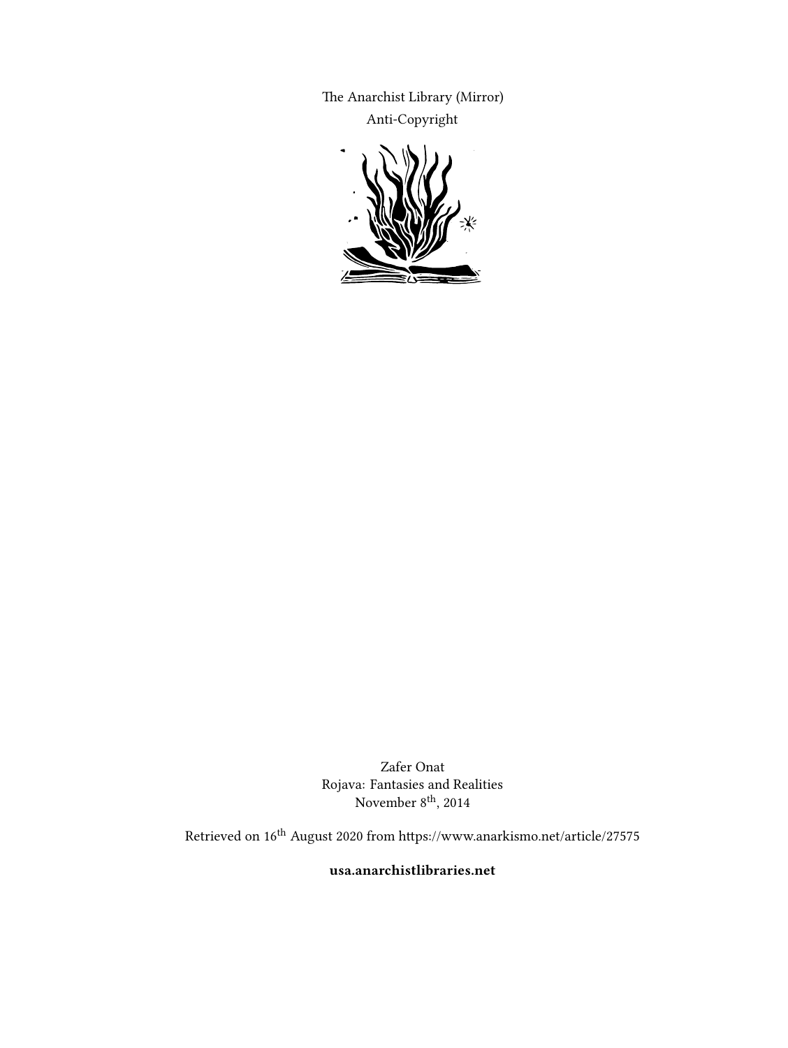The Anarchist Library (Mirror)
Anti-Copyright

Zafer Onat
Rojava: Fantasies and Realities
November 8th, 2014

Retrieved on 16th August 2020 from https://www.anarkismo.net/article/27575

**usa.anarchistlibraries.net**